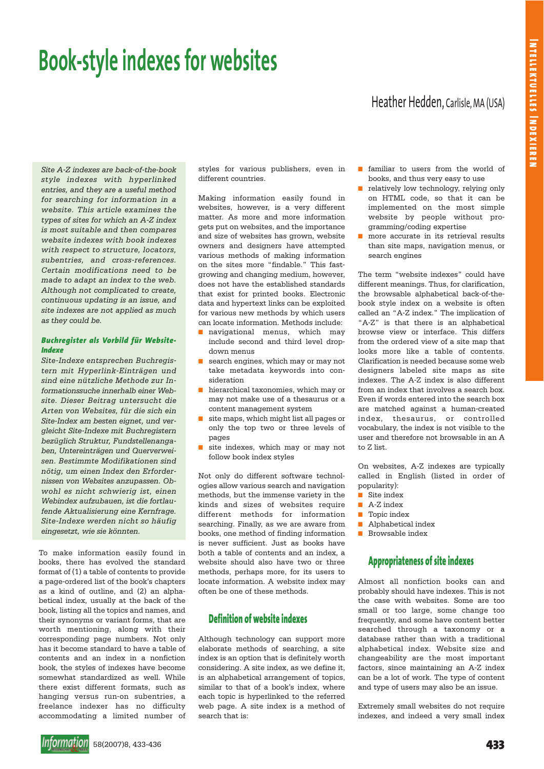# Book-style indexes for websites

Heather Hedden, Carlisle, MA (USA)

*Site A-Z indexes are back-of-the-book style indexes with hyperlinked entries, and they are a useful method for searching for information in a website. This article examines the types of sites for which an A-Z index is most suitable and then compares website indexes with book indexes with respect to structure, locators, subentries, and cross-references. Certain modifications need to be made to adapt an index to the web. Although not complicated to create, continuous updating is an issue, and site indexes are not applied as much as they could be.*

***Buchregister als Vorbild für Website-Indexe***

*Site-Indexe entsprechen Buchregistern mit Hyperlink-Einträgen und sind eine nützliche Methode zur Informationssuche innerhalb einer Website. Dieser Beitrag untersucht die Arten von Websites, für die sich ein Site-Index am besten eignet, und vergleicht Site-Indexe mit Buchregistern bezüglich Struktur, Fundstellenangaben, Untereinträgen und Querverweisen. Bestimmte Modifikationen sind nötig, um einen Index den Erfordernissen von Websites anzupassen. Obwohl es nicht schwierig ist, einen Webindex aufzubauen, ist die fortlaufende Aktualisierung eine Kernfrage. Site-Indexe werden nicht so häufig eingesetzt, wie sie könnten.*

To make information easily found in books, there has evolved the standard format of (1) a table of contents to provide a page-ordered list of the book's chapters as a kind of outline, and (2) an alphabetical index, usually at the back of the book, listing all the topics and names, and their synonyms or variant forms, that are worth mentioning, along with their corresponding page numbers. Not only has it become standard to have a table of contents and an index in a nonfiction book, the styles of indexes have become somewhat standardized as well. While there exist different formats, such as hanging versus run-on subentries, a freelance indexer has no difficulty accommodating a limited number of styles for various publishers, even in different countries.

Making information easily found in websites, however, is a very different matter. As more and more information gets put on websites, and the importance and size of websites has grown, website owners and designers have attempted various methods of making information on the sites more "findable." This fast-growing and changing medium, however, does not have the established standards that exist for printed books. Electronic data and hypertext links can be exploited for various new methods by which users can locate information. Methods include:

- navigational menus, which may include second and third level drop-down menus
- search engines, which may or may not take metadata keywords into consideration
- hierarchical taxonomies, which may or may not make use of a thesaurus or a content management system
- site maps, which might list all pages or only the top two or three levels of pages
- site indexes, which may or may not follow book index styles

Not only do different software technologies allow various search and navigation methods, but the immense variety in the kinds and sizes of websites require different methods for information searching. Finally, as we are aware from books, one method of finding information is never sufficient. Just as books have both a table of contents and an index, a website should also have two or three methods, perhaps more, for its users to locate information. A website index may often be one of these methods.

## Definition of website indexes

Although technology can support more elaborate methods of searching, a site index is an option that is definitely worth considering. A site index, as we define it, is an alphabetical arrangement of topics, similar to that of a book's index, where each topic is hyperlinked to the referred web page. A site index is a method of search that is:

- familiar to users from the world of books, and thus very easy to use
- relatively low technology, relying only on HTML code, so that it can be implemented on the most simple website by people without programming/coding expertise
- more accurate in its retrieval results than site maps, navigation menus, or search engines

The term "website indexes" could have different meanings. Thus, for clarification, the browsable alphabetical back-of-the-book style index on a website is often called an "A-Z index." The implication of "A-Z" is that there is an alphabetical browse view or interface. This differs from the ordered view of a site map that looks more like a table of contents. Clarification is needed because some web designers labeled site maps as site indexes. The A-Z index is also different from an index that involves a search box. Even if words entered into the search box are matched against a human-created index, thesaurus, or controlled vocabulary, the index is not visible to the user and therefore not browsable in an A to Z list.

On websites, A-Z indexes are typically called in English (listed in order of popularity):

- Site index
- A-Z index
- Topic index
- Alphabetical index
- Browsable index

## Appropriateness of site indexes

Almost all nonfiction books can and probably should have indexes. This is not the case with websites. Some are too small or too large, some change too frequently, and some have content better searched through a taxonomy or a database rather than with a traditional alphabetical index. Website size and changeability are the most important factors, since maintaining an A-Z index can be a lot of work. The type of content and type of users may also be an issue.

Extremely small websites do not require indexes, and indeed a very small index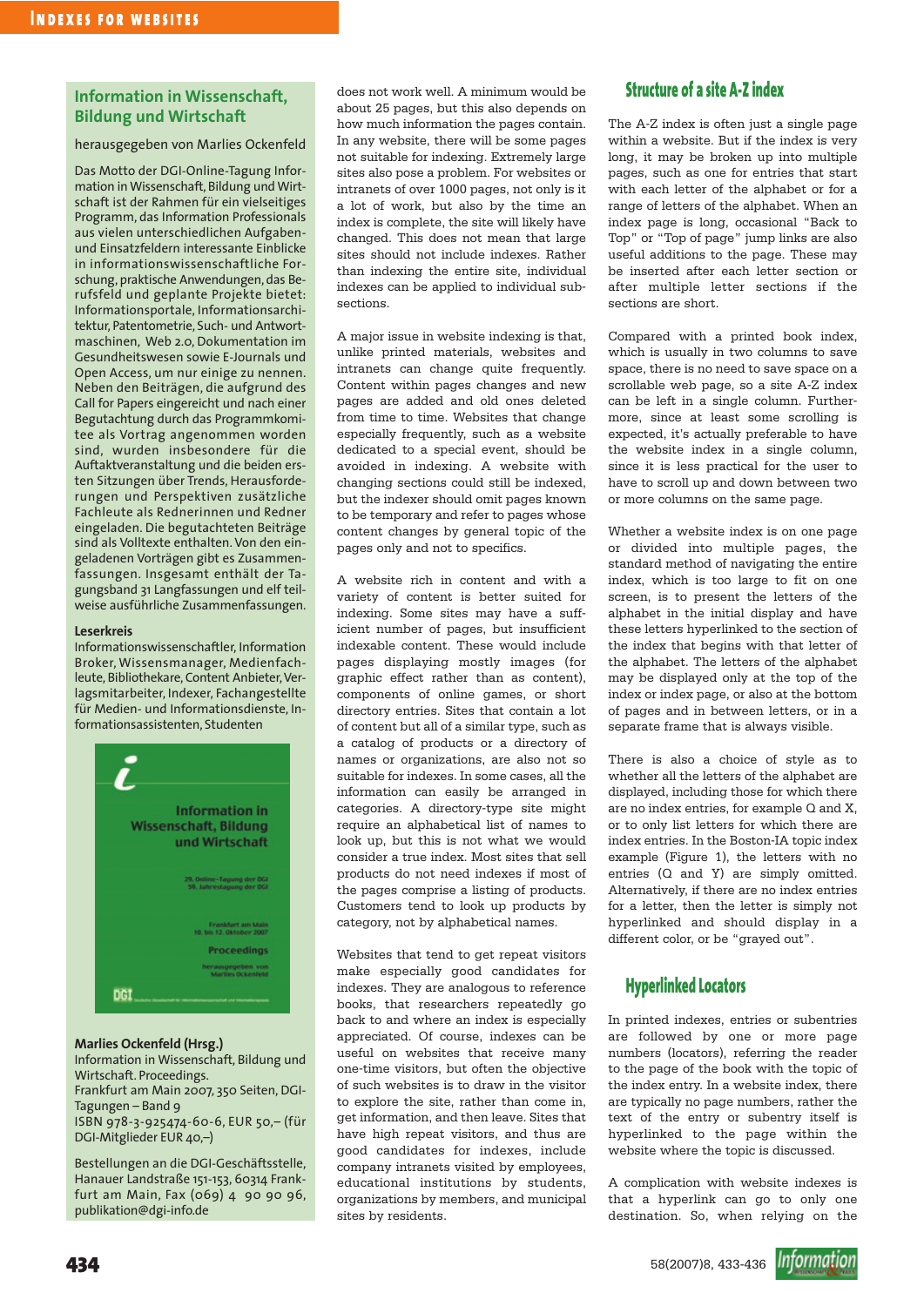## Information in Wissenschaft, Bildung und Wirtschaft

herausgegeben von Marlies Ockenfeld

Das Motto der DGI-Online-Tagung Information in Wissenschaft, Bildung und Wirtschaft ist der Rahmen für ein vielseitiges Programm, das Information Professionals aus vielen unterschiedlichen Aufgaben- und Einsatzfeldern interessante Einblicke in informationswissenschaftliche Forschung, praktische Anwendungen, das Berufsfeld und geplante Projekte bietet: Informationsportale, Informationsarchitektur, Patentometrie, Such- und Antwortmaschinen, Web 2.0, Dokumentation im Gesundheitswesen sowie E-Journals und Open Access, um nur einige zu nennen. Neben den Beiträgen, die aufgrund des Call for Papers eingereicht und nach einer Begutachtung durch das Programmkomitee als Vortrag angenommen worden sind, wurden insbesondere für die Auftaktveranstaltung und die beiden ersten Sitzungen über Trends, Herausforderungen und Perspektiven zusätzliche Fachleute als Rednerinnen und Redner eingeladen. Die begutachteten Beiträge sind als Volltexte enthalten. Von den eingeladenen Vorträgen gibt es Zusammenfassungen. Insgesamt enthält der Tagungsband 31 Langfassungen und elf teilweise ausführliche Zusammenfassungen.

**Leserkreis**
Informationswissenschaftler, Information Broker, Wissensmanager, Medienfachleute, Bibliothekare, Content Anbieter, Verlagsmitarbeiter, Indexer, Fachangestellte für Medien- und Informationsdienste, Informationsassistenten, Studenten

**Marlies Ockenfeld (Hrsg.)**
Information in Wissenschaft, Bildung und Wirtschaft. Proceedings.
Frankfurt am Main 2007, 350 Seiten, DGI-Tagungen – Band 9
ISBN 978-3-925474-60-6, EUR 50,– (für DGI-Mitglieder EUR 40,–)

Bestellungen an die DGI-Geschäftsstelle, Hanauer Landstraße 151-153, 60314 Frankfurt am Main, Fax (069) 4 90 90 96, publikation@dgi-info.de

does not work well. A minimum would be about 25 pages, but this also depends on how much information the pages contain. In any website, there will be some pages not suitable for indexing. Extremely large sites also pose a problem. For websites or intranets of over 1000 pages, not only is it a lot of work, but also by the time an index is complete, the site will likely have changed. This does not mean that large sites should not include indexes. Rather than indexing the entire site, individual indexes can be applied to individual subsections.

A major issue in website indexing is that, unlike printed materials, websites and intranets can change quite frequently. Content within pages changes and new pages are added and old ones deleted from time to time. Websites that change especially frequently, such as a website dedicated to a special event, should be avoided in indexing. A website with changing sections could still be indexed, but the indexer should omit pages known to be temporary and refer to pages whose content changes by general topic of the pages only and not to specifics.

A website rich in content and with a variety of content is better suited for indexing. Some sites may have a sufficient number of pages, but insufficient indexable content. These would include pages displaying mostly images (for graphic effect rather than as content), components of online games, or short directory entries. Sites that contain a lot of content but all of a similar type, such as a catalog of products or a directory of names or organizations, are also not so suitable for indexes. In some cases, all the information can easily be arranged in categories. A directory-type site might require an alphabetical list of names to look up, but this is not what we would consider a true index. Most sites that sell products do not need indexes if most of the pages comprise a listing of products. Customers tend to look up products by category, not by alphabetical names.

Websites that tend to get repeat visitors make especially good candidates for indexes. They are analogous to reference books, that researchers repeatedly go back to and where an index is especially appreciated. Of course, indexes can be useful on websites that receive many one-time visitors, but often the objective of such websites is to draw in the visitor to explore the site, rather than come in, get information, and then leave. Sites that have high repeat visitors, and thus are good candidates for indexes, include company intranets visited by employees, educational institutions by students, organizations by members, and municipal sites by residents.

## Structure of a site A-Z index

The A-Z index is often just a single page within a website. But if the index is very long, it may be broken up into multiple pages, such as one for entries that start with each letter of the alphabet or for a range of letters of the alphabet. When an index page is long, occasional "Back to Top" or "Top of page" jump links are also useful additions to the page. These may be inserted after each letter section or after multiple letter sections if the sections are short.

Compared with a printed book index, which is usually in two columns to save space, there is no need to save space on a scrollable web page, so a site A-Z index can be left in a single column. Furthermore, since at least some scrolling is expected, it's actually preferable to have the website index in a single column, since it is less practical for the user to have to scroll up and down between two or more columns on the same page.

Whether a website index is on one page or divided into multiple pages, the standard method of navigating the entire index, which is too large to fit on one screen, is to present the letters of the alphabet in the initial display and have these letters hyperlinked to the section of the index that begins with that letter of the alphabet. The letters of the alphabet may be displayed only at the top of the index or index page, or also at the bottom of pages and in between letters, or in a separate frame that is always visible.

There is also a choice of style as to whether all the letters of the alphabet are displayed, including those for which there are no index entries, for example Q and X, or to only list letters for which there are index entries. In the Boston-IA topic index example (Figure 1), the letters with no entries (Q and Y) are simply omitted. Alternatively, if there are no index entries for a letter, then the letter is simply not hyperlinked and should display in a different color, or be "grayed out".

## Hyperlinked Locators

In printed indexes, entries or subentries are followed by one or more page numbers (locators), referring the reader to the page of the book with the topic of the index entry. In a website index, there are typically no page numbers, rather the text of the entry or subentry itself is hyperlinked to the page within the website where the topic is discussed.

A complication with website indexes is that a hyperlink can go to only one destination. So, when relying on the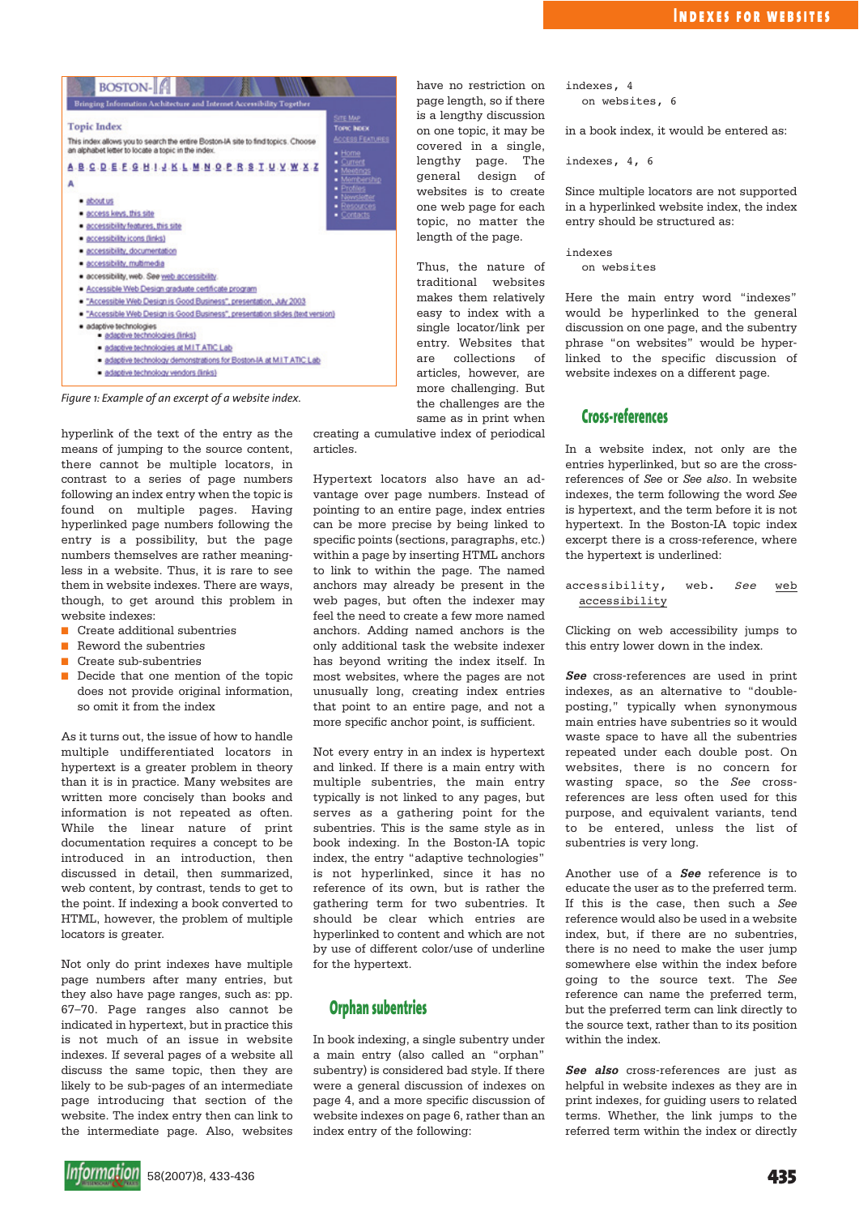Figure 1: Example of an excerpt of a website index.

hyperlink of the text of the entry as the means of jumping to the source content, there cannot be multiple locators, in contrast to a series of page numbers following an index entry when the topic is found on multiple pages. Having hyperlinked page numbers following the entry is a possibility, but the page numbers themselves are rather meaningless in a website. Thus, it is rare to see them in website indexes. There are ways, though, to get around this problem in website indexes:

- Create additional subentries
- Reword the subentries
- Create sub-subentries
- Decide that one mention of the topic does not provide original information, so omit it from the index

As it turns out, the issue of how to handle multiple undifferentiated locators in hypertext is a greater problem in theory than it is in practice. Many websites are written more concisely than books and information is not repeated as often. While the linear nature of print documentation requires a concept to be introduced in an introduction, then discussed in detail, then summarized, web content, by contrast, tends to get to the point. If indexing a book converted to HTML, however, the problem of multiple locators is greater.

Not only do print indexes have multiple page numbers after many entries, but they also have page ranges, such as: pp. 67–70. Page ranges also cannot be indicated in hypertext, but in practice this is not much of an issue in website indexes. If several pages of a website all discuss the same topic, then they are likely to be sub-pages of an intermediate page introducing that section of the website. The index entry then can link to the intermediate page. Also, websites have no restriction on page length, so if there is a lengthy discussion on one topic, it may be covered in a single, lengthy page. The general design of websites is to create one web page for each topic, no matter the length of the page.

Thus, the nature of traditional websites makes them relatively easy to index with a single locator/link per entry. Websites that are collections of articles, however, are more challenging. But the challenges are the same as in print when creating a cumulative index of periodical articles.

Hypertext locators also have an advantage over page numbers. Instead of pointing to an entire page, index entries can be more precise by being linked to specific points (sections, paragraphs, etc.) within a page by inserting HTML anchors to link to within the page. The named anchors may already be present in the web pages, but often the indexer may feel the need to create a few more named anchors. Adding named anchors is the only additional task the website indexer has beyond writing the index itself. In most websites, where the pages are not unusually long, creating index entries that point to an entire page, and not a more specific anchor point, is sufficient.

Not every entry in an index is hypertext and linked. If there is a main entry with multiple subentries, the main entry typically is not linked to any pages, but serves as a gathering point for the subentries. This is the same style as in book indexing. In the Boston-IA topic index, the entry "adaptive technologies" is not hyperlinked, since it has no reference of its own, but is rather the gathering term for two subentries. It should be clear which entries are hyperlinked to content and which are not by use of different color/use of underline for the hypertext.

## Orphan subentries

In book indexing, a single subentry under a main entry (also called an "orphan" subentry) is considered bad style. If there were a general discussion of indexes on page 4, and a more specific discussion of website indexes on page 6, rather than an index entry of the following:

```
indexes, 4
   on websites, 6
```

in a book index, it would be entered as:

```
indexes, 4, 6
```

Since multiple locators are not supported in a hyperlinked website index, the index entry should be structured as:

```
indexes
   on websites
```

Here the main entry word "indexes" would be hyperlinked to the general discussion on one page, and the subentry phrase "on websites" would be hyperlinked to the specific discussion of website indexes on a different page.

## Cross-references

In a website index, not only are the entries hyperlinked, but so are the cross-references of *See* or *See also*. In website indexes, the term following the word *See* is hypertext, and the term before it is not hypertext. In the Boston-IA topic index excerpt there is a cross-reference, where the hypertext is underlined:

```
accessibility, web. See web
   accessibility
```

Clicking on web accessibility jumps to this entry lower down in the index.

***See*** cross-references are used in print indexes, as an alternative to "double-posting," typically when synonymous main entries have subentries so it would waste space to have all the subentries repeated under each double post. On websites, there is no concern for wasting space, so the *See* cross-references are less often used for this purpose, and equivalent variants, tend to be entered, unless the list of subentries is very long.

Another use of a ***See*** reference is to educate the user as to the preferred term. If this is the case, then such a *See* reference would also be used in a website index, but, if there are no subentries, there is no need to make the user jump somewhere else within the index before going to the source text. The *See* reference can name the preferred term, but the preferred term can link directly to the source text, rather than to its position within the index.

***See also*** cross-references are just as helpful in website indexes as they are in print indexes, for guiding users to related terms. Whether, the link jumps to the referred term within the index or directly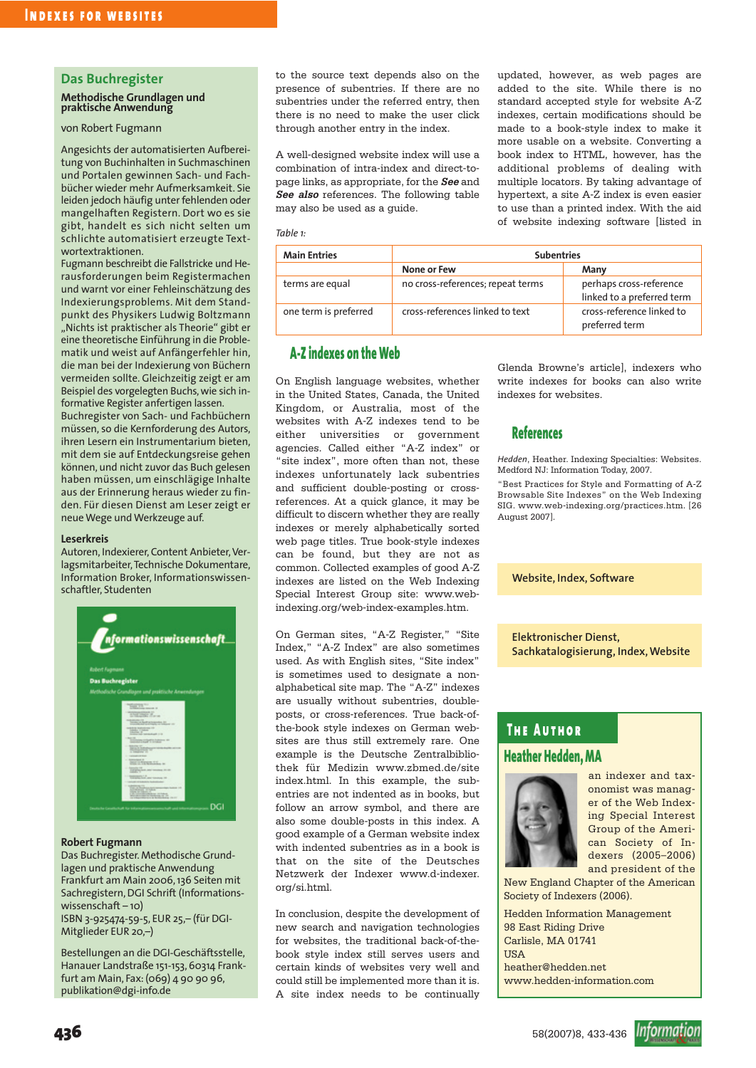to the source text depends also on the presence of subentries. If there are no subentries under the referred entry, then there is no need to make the user click through another entry in the index.

A well-designed website index will use a combination of intra-index and direct-to-page links, as appropriate, for the ***See*** and ***See also*** references. The following table may also be used as a guide.

Table 1:

| Main Entries | Subentries | |
|---|---|---|
| | None or Few | Many |
| terms are equal | no cross-references; repeat terms | perhaps cross-reference linked to a preferred term |
| one term is preferred | cross-references linked to text | cross-reference linked to preferred term |

## A-Z indexes on the Web

On English language websites, whether in the United States, Canada, the United Kingdom, or Australia, most of the websites with A-Z indexes tend to be either universities or government agencies. Called either "A-Z index" or "site index", more often than not, these indexes unfortunately lack subentries and sufficient double-posting or cross-references. At a quick glance, it may be difficult to discern whether they are really indexes or merely alphabetically sorted web page titles. True book-style indexes can be found, but they are not as common. Collected examples of good A-Z indexes are listed on the Web Indexing Special Interest Group site: www.web-indexing.org/web-index-examples.htm.

On German sites, "A-Z Register," "Site Index," "A-Z Index" are also sometimes used. As with English sites, "Site index" is sometimes used to designate a non-alphabetical site map. The "A-Z" indexes are usually without subentries, double-posts, or cross-references. True back-of-the-book style indexes on German websites are thus still extremely rare. One example is the Deutsche Zentralbibliothek für Medizin www.zbmed.de/site index.html. In this example, the subentries are not indented as in books, but follow an arrow symbol, and there are also some double-posts in this index. A good example of a German website index with indented subentries as in a book is that on the site of the Deutsches Netzwerk der Indexer www.d-indexer.org/si.html.

In conclusion, despite the development of new search and navigation technologies for websites, the traditional back-of-the-book style index still serves users and certain kinds of websites very well and could still be implemented more than it is. A site index needs to be continually updated, however, as web pages are added to the site. While there is no standard accepted style for website A-Z indexes, certain modifications should be made to a book-style index to make it more usable on a website. Converting a book index to HTML, however, has the additional problems of dealing with multiple locators. By taking advantage of hypertext, a site A-Z index is even easier to use than a printed index. With the aid of website indexing software [listed in Glenda Browne's article], indexers who write indexes for books can also write indexes for websites.

## References

*Hedden*, Heather. Indexing Specialties: Websites. Medford NJ: Information Today, 2007.

"Best Practices for Style and Formatting of A-Z Browsable Site Indexes" on the Web Indexing SIG. www.web-indexing.org/practices.htm. [26 August 2007].

**Website, Index, Software**

**Elektronischer Dienst, Sachkatalogisierung, Index, Website**

## The Author

### Heather Hedden, MA

an indexer and taxonomist was manager of the Web Indexing Special Interest Group of the American Society of Indexers (2005–2006) and president of the New England Chapter of the American Society of Indexers (2006).

Hedden Information Management
98 East Riding Drive
Carlisle, MA 01741
USA
heather@hedden.net
www.hedden-information.com

---

## Das Buchregister

**Methodische Grundlagen und praktische Anwendung**

von Robert Fugmann

Angesichts der automatisierten Aufbereitung von Buchinhalten in Suchmaschinen und Portalen gewinnen Sach- und Fachbücher wieder mehr Aufmerksamkeit. Sie leiden jedoch häufig unter fehlenden oder mangelhaften Registern. Dort wo es sie gibt, handelt es sich nicht selten um schlichte automatisiert erzeugte Textwortextraktionen.
Fugmann beschreibt die Fallstricke und Herausforderungen beim Registermachen und warnt vor einer Fehleinschätzung des Indexierungsproblems. Mit dem Standpunkt des Physikers Ludwig Boltzmann „Nichts ist praktischer als Theorie" gibt er eine theoretische Einführung in die Problematik und weist auf Anfängerfehler hin, die man bei der Indexierung von Büchern vermeiden sollte. Gleichzeitig zeigt er am Beispiel des vorgelegten Buchs, wie sich informative Register anfertigen lassen.
Buchregister von Sach- und Fachbüchern müssen, so die Kernforderung des Autors, ihren Lesern ein Instrumentarium bieten, mit dem sie auf Entdeckungsreise gehen können, und nicht zuvor das Buch gelesen haben müssen, um einschlägige Inhalte aus der Erinnerung heraus wieder zu finden. Für diesen Dienst am Leser zeigt er neue Wege und Werkzeuge auf.

**Leserkreis**
Autoren, Indexierer, Content Anbieter, Verlagsmitarbeiter, Technische Dokumentare, Information Broker, Informationswissenschaftler, Studenten

**Robert Fugmann**
Das Buchregister. Methodische Grundlagen und praktische Anwendung
Frankfurt am Main 2006, 136 Seiten mit Sachregistern, DGI Schrift (Informationswissenschaft – 10)
ISBN 3-925474-59-5, EUR 25,– (für DGI-Mitglieder EUR 20,–)

Bestellungen an die DGI-Geschäftsstelle, Hanauer Landstraße 151-153, 60314 Frankfurt am Main, Fax: (069) 4 90 90 96, publikation@dgi-info.de